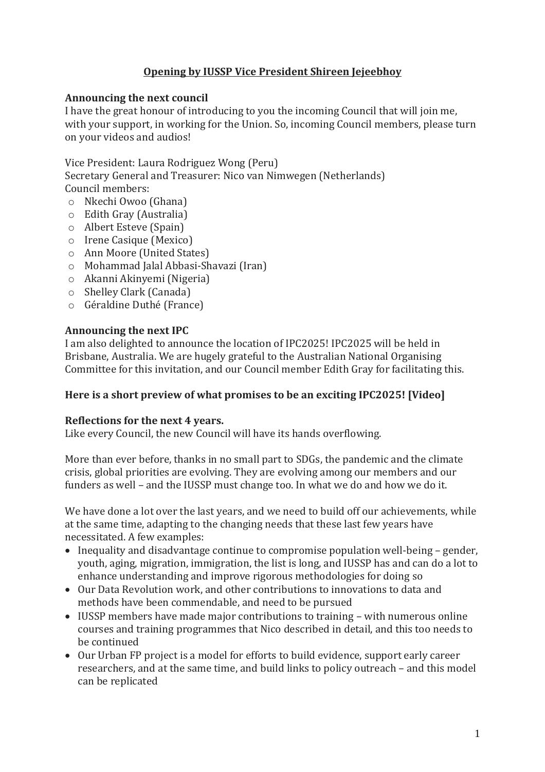# Opening by IUSSP Vice President Shireen Jejeebhoy

**Announcing the next council**

I have the great honour of introducing to you the incoming Council that will join me, with your support, in working for the Union. So, incoming Council members, please turn on your videos and audios!

Vice President: Laura Rodriguez Wong (Peru)
Secretary General and Treasurer: Nico van Nimwegen (Netherlands)
Council members:

- Nkechi Owoo (Ghana)
- Edith Gray (Australia)
- Albert Esteve (Spain)
- Irene Casique (Mexico)
- Ann Moore (United States)
- Mohammad Jalal Abbasi-Shavazi (Iran)
- Akanni Akinyemi (Nigeria)
- Shelley Clark (Canada)
- Géraldine Duthé (France)

**Announcing the next IPC**

I am also delighted to announce the location of IPC2025! IPC2025 will be held in Brisbane, Australia. We are hugely grateful to the Australian National Organising Committee for this invitation, and our Council member Edith Gray for facilitating this.

**Here is a short preview of what promises to be an exciting IPC2025! [Video]**

**Reflections for the next 4 years.**

Like every Council, the new Council will have its hands overflowing.

More than ever before, thanks in no small part to SDGs, the pandemic and the climate crisis, global priorities are evolving. They are evolving among our members and our funders as well – and the IUSSP must change too. In what we do and how we do it.

We have done a lot over the last years, and we need to build off our achievements, while at the same time, adapting to the changing needs that these last few years have necessitated. A few examples:

- Inequality and disadvantage continue to compromise population well-being – gender, youth, aging, migration, immigration, the list is long, and IUSSP has and can do a lot to enhance understanding and improve rigorous methodologies for doing so
- Our Data Revolution work, and other contributions to innovations to data and methods have been commendable, and need to be pursued
- IUSSP members have made major contributions to training – with numerous online courses and training programmes that Nico described in detail, and this too needs to be continued
- Our Urban FP project is a model for efforts to build evidence, support early career researchers, and at the same time, and build links to policy outreach – and this model can be replicated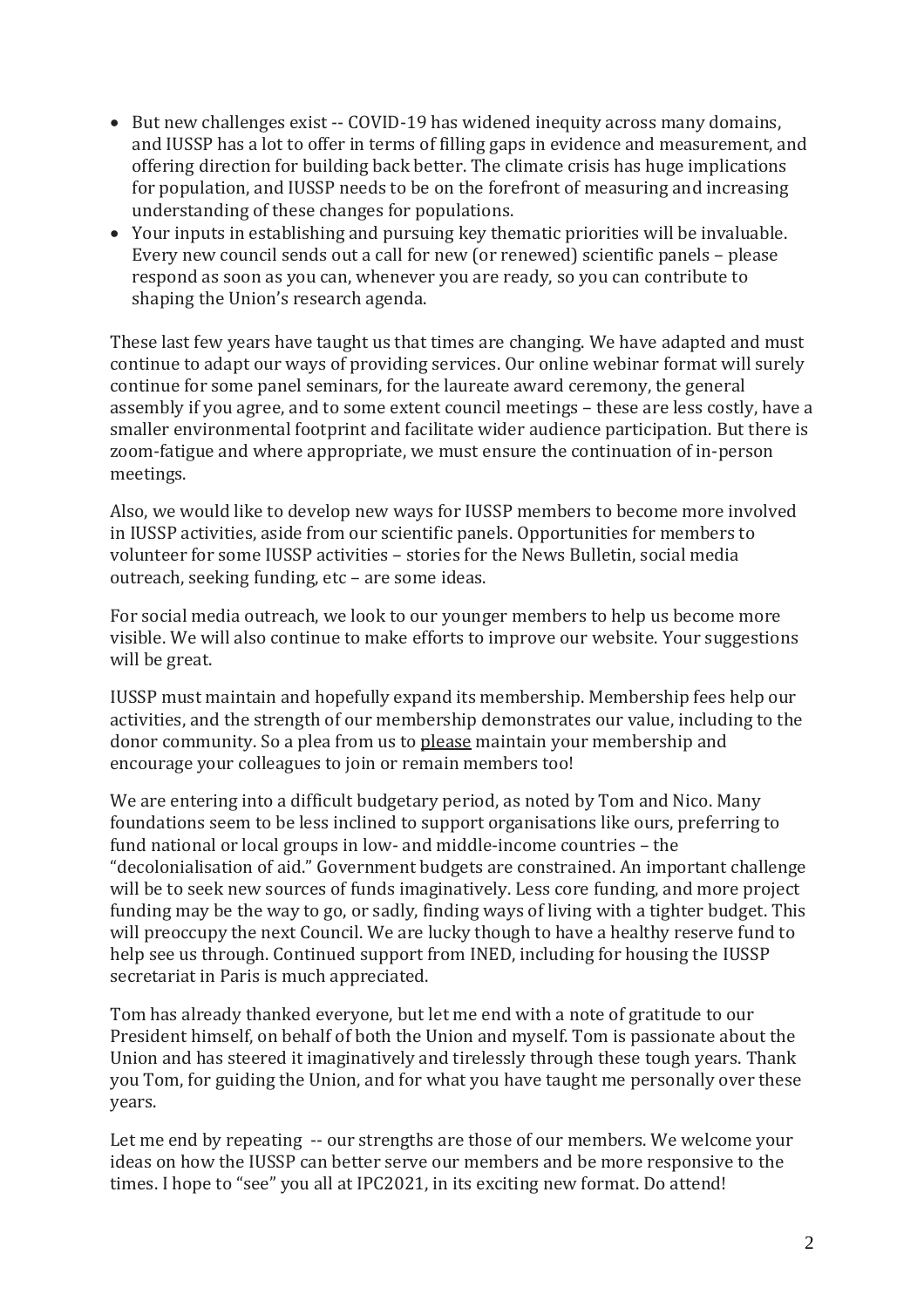- But new challenges exist -- COVID-19 has widened inequity across many domains, and IUSSP has a lot to offer in terms of filling gaps in evidence and measurement, and offering direction for building back better. The climate crisis has huge implications for population, and IUSSP needs to be on the forefront of measuring and increasing understanding of these changes for populations.
- Your inputs in establishing and pursuing key thematic priorities will be invaluable. Every new council sends out a call for new (or renewed) scientific panels – please respond as soon as you can, whenever you are ready, so you can contribute to shaping the Union's research agenda.

These last few years have taught us that times are changing. We have adapted and must continue to adapt our ways of providing services. Our online webinar format will surely continue for some panel seminars, for the laureate award ceremony, the general assembly if you agree, and to some extent council meetings – these are less costly, have a smaller environmental footprint and facilitate wider audience participation. But there is zoom-fatigue and where appropriate, we must ensure the continuation of in-person meetings.

Also, we would like to develop new ways for IUSSP members to become more involved in IUSSP activities, aside from our scientific panels. Opportunities for members to volunteer for some IUSSP activities – stories for the News Bulletin, social media outreach, seeking funding, etc – are some ideas.

For social media outreach, we look to our younger members to help us become more visible. We will also continue to make efforts to improve our website. Your suggestions will be great.

IUSSP must maintain and hopefully expand its membership. Membership fees help our activities, and the strength of our membership demonstrates our value, including to the donor community. So a plea from us to <u>please</u> maintain your membership and encourage your colleagues to join or remain members too!

We are entering into a difficult budgetary period, as noted by Tom and Nico. Many foundations seem to be less inclined to support organisations like ours, preferring to fund national or local groups in low- and middle-income countries – the "decolonialisation of aid." Government budgets are constrained. An important challenge will be to seek new sources of funds imaginatively. Less core funding, and more project funding may be the way to go, or sadly, finding ways of living with a tighter budget. This will preoccupy the next Council. We are lucky though to have a healthy reserve fund to help see us through. Continued support from INED, including for housing the IUSSP secretariat in Paris is much appreciated.

Tom has already thanked everyone, but let me end with a note of gratitude to our President himself, on behalf of both the Union and myself. Tom is passionate about the Union and has steered it imaginatively and tirelessly through these tough years. Thank you Tom, for guiding the Union, and for what you have taught me personally over these years.

Let me end by repeating -- our strengths are those of our members. We welcome your ideas on how the IUSSP can better serve our members and be more responsive to the times. I hope to "see" you all at IPC2021, in its exciting new format. Do attend!